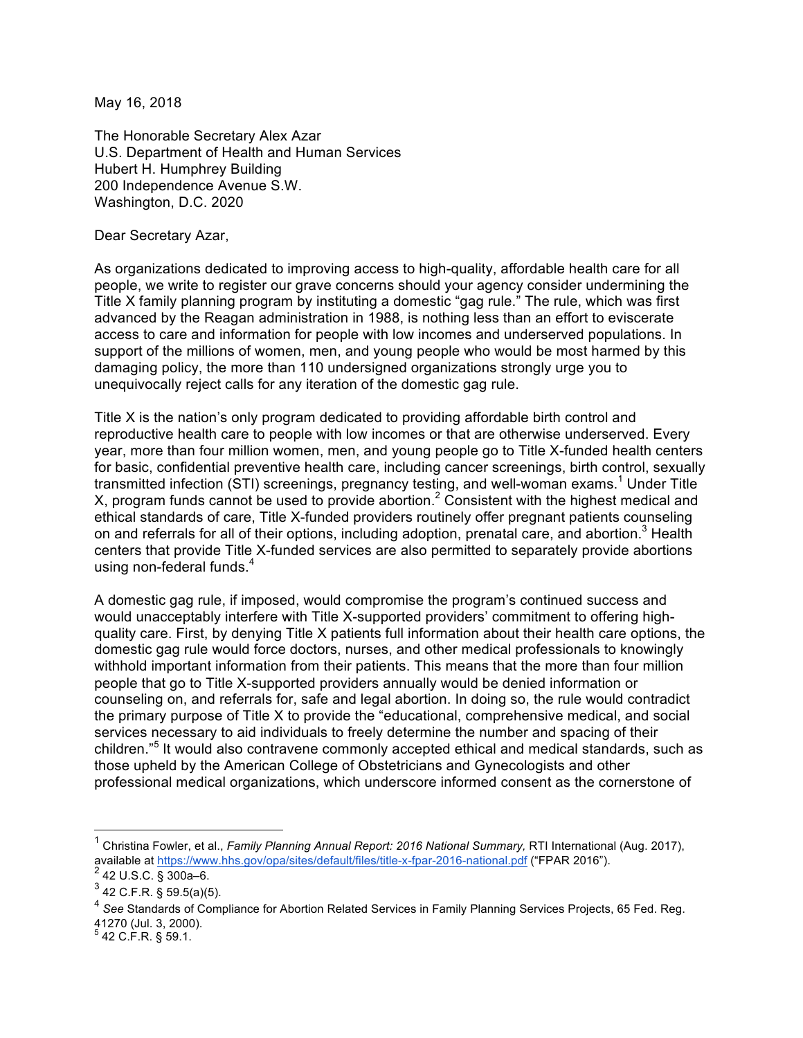May 16, 2018

The Honorable Secretary Alex Azar
U.S. Department of Health and Human Services
Hubert H. Humphrey Building
200 Independence Avenue S.W.
Washington, D.C. 2020

Dear Secretary Azar,

As organizations dedicated to improving access to high-quality, affordable health care for all people, we write to register our grave concerns should your agency consider undermining the Title X family planning program by instituting a domestic "gag rule." The rule, which was first advanced by the Reagan administration in 1988, is nothing less than an effort to eviscerate access to care and information for people with low incomes and underserved populations. In support of the millions of women, men, and young people who would be most harmed by this damaging policy, the more than 110 undersigned organizations strongly urge you to unequivocally reject calls for any iteration of the domestic gag rule.

Title X is the nation's only program dedicated to providing affordable birth control and reproductive health care to people with low incomes or that are otherwise underserved. Every year, more than four million women, men, and young people go to Title X-funded health centers for basic, confidential preventive health care, including cancer screenings, birth control, sexually transmitted infection (STI) screenings, pregnancy testing, and well-woman exams.[1] Under Title X, program funds cannot be used to provide abortion.[2] Consistent with the highest medical and ethical standards of care, Title X-funded providers routinely offer pregnant patients counseling on and referrals for all of their options, including adoption, prenatal care, and abortion.[3] Health centers that provide Title X-funded services are also permitted to separately provide abortions using non-federal funds.[4]

A domestic gag rule, if imposed, would compromise the program's continued success and would unacceptably interfere with Title X-supported providers' commitment to offering high-quality care. First, by denying Title X patients full information about their health care options, the domestic gag rule would force doctors, nurses, and other medical professionals to knowingly withhold important information from their patients. This means that the more than four million people that go to Title X-supported providers annually would be denied information or counseling on, and referrals for, safe and legal abortion. In doing so, the rule would contradict the primary purpose of Title X to provide the "educational, comprehensive medical, and social services necessary to aid individuals to freely determine the number and spacing of their children."[5] It would also contravene commonly accepted ethical and medical standards, such as those upheld by the American College of Obstetricians and Gynecologists and other professional medical organizations, which underscore informed consent as the cornerstone of

---

[1] Christina Fowler, et al., *Family Planning Annual Report: 2016 National Summary,* RTI International (Aug. 2017), available at https://www.hhs.gov/opa/sites/default/files/title-x-fpar-2016-national.pdf ("FPAR 2016").

[2] 42 U.S.C. § 300a–6.

[3] 42 C.F.R. § 59.5(a)(5).

[4] *See* Standards of Compliance for Abortion Related Services in Family Planning Services Projects, 65 Fed. Reg. 41270 (Jul. 3, 2000).

[5] 42 C.F.R. § 59.1.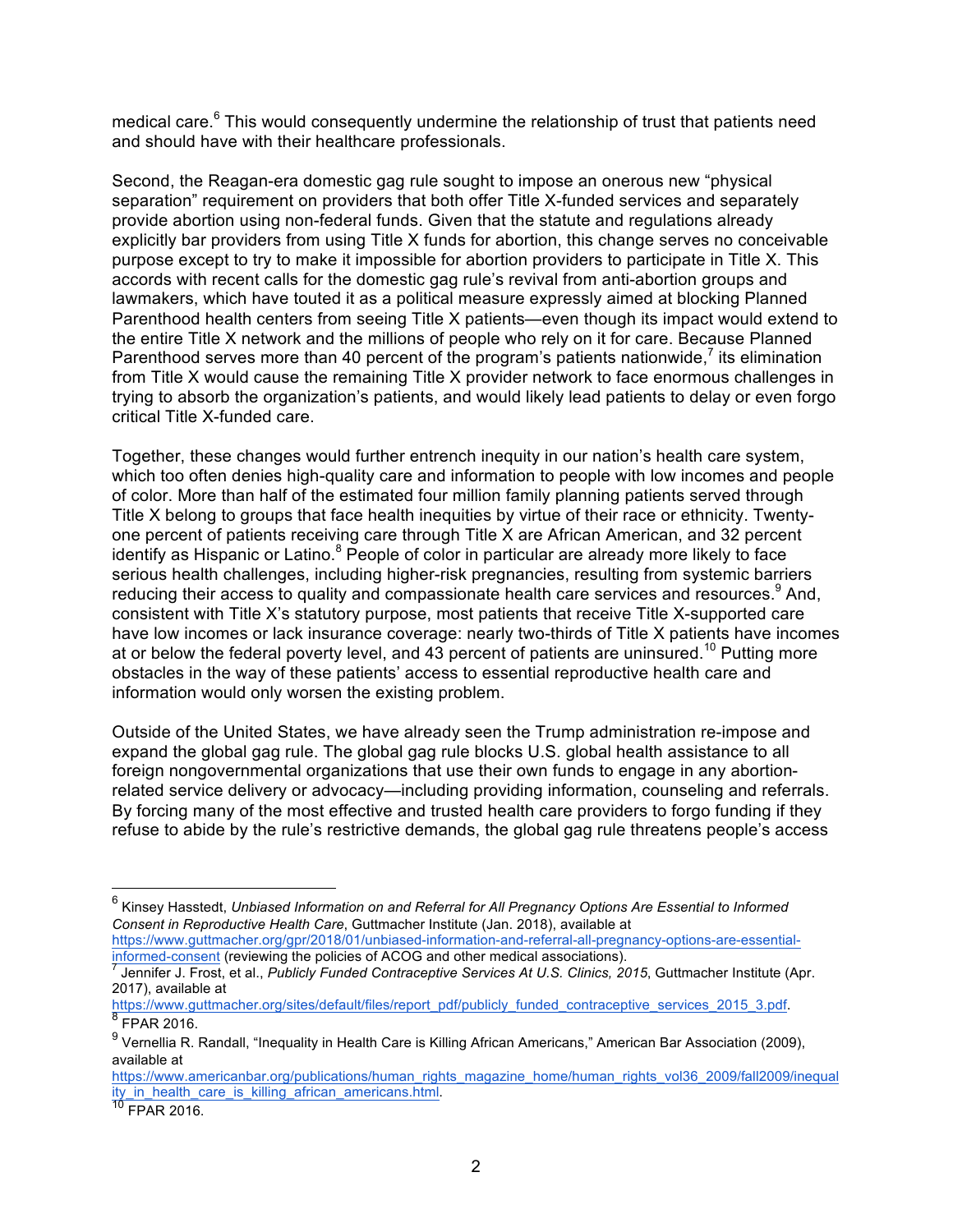medical care.[6] This would consequently undermine the relationship of trust that patients need and should have with their healthcare professionals.

Second, the Reagan-era domestic gag rule sought to impose an onerous new "physical separation" requirement on providers that both offer Title X-funded services and separately provide abortion using non-federal funds. Given that the statute and regulations already explicitly bar providers from using Title X funds for abortion, this change serves no conceivable purpose except to try to make it impossible for abortion providers to participate in Title X. This accords with recent calls for the domestic gag rule's revival from anti-abortion groups and lawmakers, which have touted it as a political measure expressly aimed at blocking Planned Parenthood health centers from seeing Title X patients—even though its impact would extend to the entire Title X network and the millions of people who rely on it for care. Because Planned Parenthood serves more than 40 percent of the program's patients nationwide,[7] its elimination from Title X would cause the remaining Title X provider network to face enormous challenges in trying to absorb the organization's patients, and would likely lead patients to delay or even forgo critical Title X-funded care.

Together, these changes would further entrench inequity in our nation's health care system, which too often denies high-quality care and information to people with low incomes and people of color. More than half of the estimated four million family planning patients served through Title X belong to groups that face health inequities by virtue of their race or ethnicity. Twenty-one percent of patients receiving care through Title X are African American, and 32 percent identify as Hispanic or Latino.[8] People of color in particular are already more likely to face serious health challenges, including higher-risk pregnancies, resulting from systemic barriers reducing their access to quality and compassionate health care services and resources.[9] And, consistent with Title X's statutory purpose, most patients that receive Title X-supported care have low incomes or lack insurance coverage: nearly two-thirds of Title X patients have incomes at or below the federal poverty level, and 43 percent of patients are uninsured.[10] Putting more obstacles in the way of these patients' access to essential reproductive health care and information would only worsen the existing problem.

Outside of the United States, we have already seen the Trump administration re-impose and expand the global gag rule. The global gag rule blocks U.S. global health assistance to all foreign nongovernmental organizations that use their own funds to engage in any abortion-related service delivery or advocacy—including providing information, counseling and referrals. By forcing many of the most effective and trusted health care providers to forgo funding if they refuse to abide by the rule's restrictive demands, the global gag rule threatens people's access

---

[6] Kinsey Hasstedt, *Unbiased Information on and Referral for All Pregnancy Options Are Essential to Informed Consent in Reproductive Health Care*, Guttmacher Institute (Jan. 2018), available at https://www.guttmacher.org/gpr/2018/01/unbiased-information-and-referral-all-pregnancy-options-are-essential-informed-consent (reviewing the policies of ACOG and other medical associations).

[7] Jennifer J. Frost, et al., *Publicly Funded Contraceptive Services At U.S. Clinics, 2015*, Guttmacher Institute (Apr. 2017), available at https://www.guttmacher.org/sites/default/files/report_pdf/publicly_funded_contraceptive_services_2015_3.pdf.

[8] FPAR 2016.

[9] Vernellia R. Randall, "Inequality in Health Care is Killing African Americans," American Bar Association (2009), available at https://www.americanbar.org/publications/human_rights_magazine_home/human_rights_vol36_2009/fall2009/inequality_in_health_care_is_killing_african_americans.html.

[10] FPAR 2016.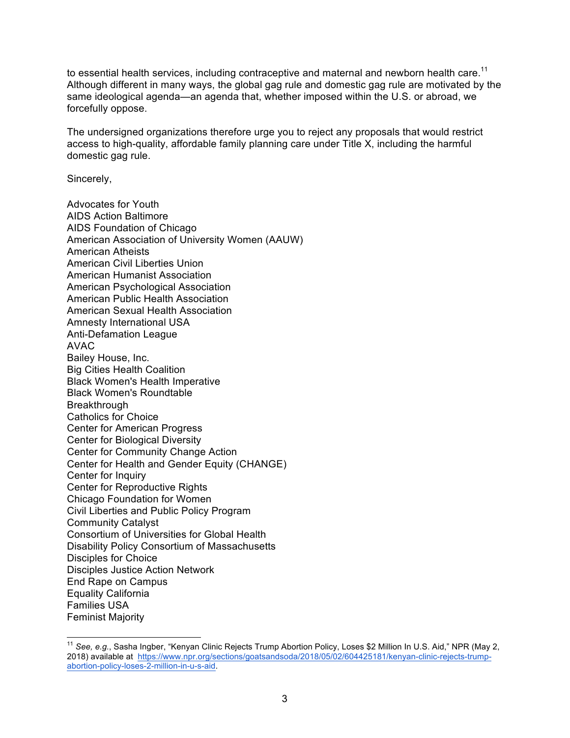to essential health services, including contraceptive and maternal and newborn health care.[11] Although different in many ways, the global gag rule and domestic gag rule are motivated by the same ideological agenda—an agenda that, whether imposed within the U.S. or abroad, we forcefully oppose.

The undersigned organizations therefore urge you to reject any proposals that would restrict access to high-quality, affordable family planning care under Title X, including the harmful domestic gag rule.

Sincerely,

Advocates for Youth
AIDS Action Baltimore
AIDS Foundation of Chicago
American Association of University Women (AAUW)
American Atheists
American Civil Liberties Union
American Humanist Association
American Psychological Association
American Public Health Association
American Sexual Health Association
Amnesty International USA
Anti-Defamation League
AVAC
Bailey House, Inc.
Big Cities Health Coalition
Black Women's Health Imperative
Black Women's Roundtable
Breakthrough
Catholics for Choice
Center for American Progress
Center for Biological Diversity
Center for Community Change Action
Center for Health and Gender Equity (CHANGE)
Center for Inquiry
Center for Reproductive Rights
Chicago Foundation for Women
Civil Liberties and Public Policy Program
Community Catalyst
Consortium of Universities for Global Health
Disability Policy Consortium of Massachusetts
Disciples for Choice
Disciples Justice Action Network
End Rape on Campus
Equality California
Families USA
Feminist Majority

[11] *See, e.g.*, Sasha Ingber, "Kenyan Clinic Rejects Trump Abortion Policy, Loses $2 Million In U.S. Aid," NPR (May 2, 2018) available at https://www.npr.org/sections/goatsandsoda/2018/05/02/604425181/kenyan-clinic-rejects-trump-abortion-policy-loses-2-million-in-u-s-aid.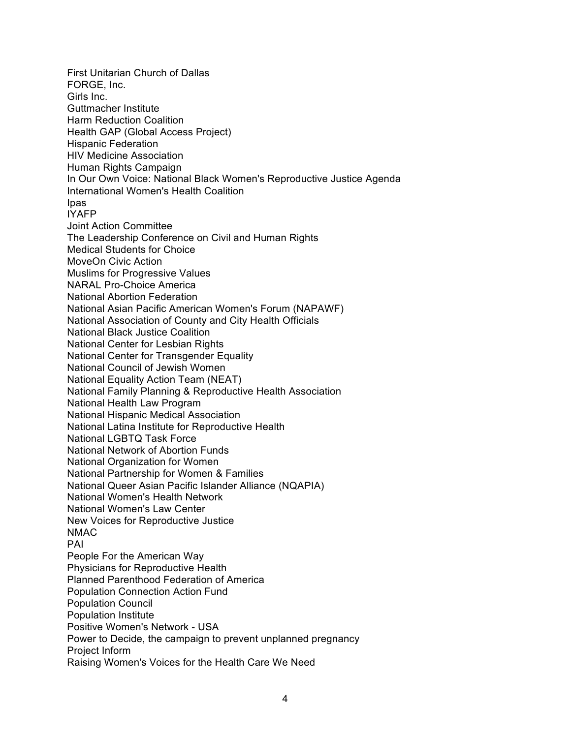First Unitarian Church of Dallas
FORGE, Inc.
Girls Inc.
Guttmacher Institute
Harm Reduction Coalition
Health GAP (Global Access Project)
Hispanic Federation
HIV Medicine Association
Human Rights Campaign
In Our Own Voice: National Black Women's Reproductive Justice Agenda
International Women's Health Coalition
Ipas
IYAFP
Joint Action Committee
The Leadership Conference on Civil and Human Rights
Medical Students for Choice
MoveOn Civic Action
Muslims for Progressive Values
NARAL Pro-Choice America
National Abortion Federation
National Asian Pacific American Women's Forum (NAPAWF)
National Association of County and City Health Officials
National Black Justice Coalition
National Center for Lesbian Rights
National Center for Transgender Equality
National Council of Jewish Women
National Equality Action Team (NEAT)
National Family Planning & Reproductive Health Association
National Health Law Program
National Hispanic Medical Association
National Latina Institute for Reproductive Health
National LGBTQ Task Force
National Network of Abortion Funds
National Organization for Women
National Partnership for Women & Families
National Queer Asian Pacific Islander Alliance (NQAPIA)
National Women's Health Network
National Women's Law Center
New Voices for Reproductive Justice
NMAC
PAI
People For the American Way
Physicians for Reproductive Health
Planned Parenthood Federation of America
Population Connection Action Fund
Population Council
Population Institute
Positive Women's Network - USA
Power to Decide, the campaign to prevent unplanned pregnancy
Project Inform
Raising Women's Voices for the Health Care We Need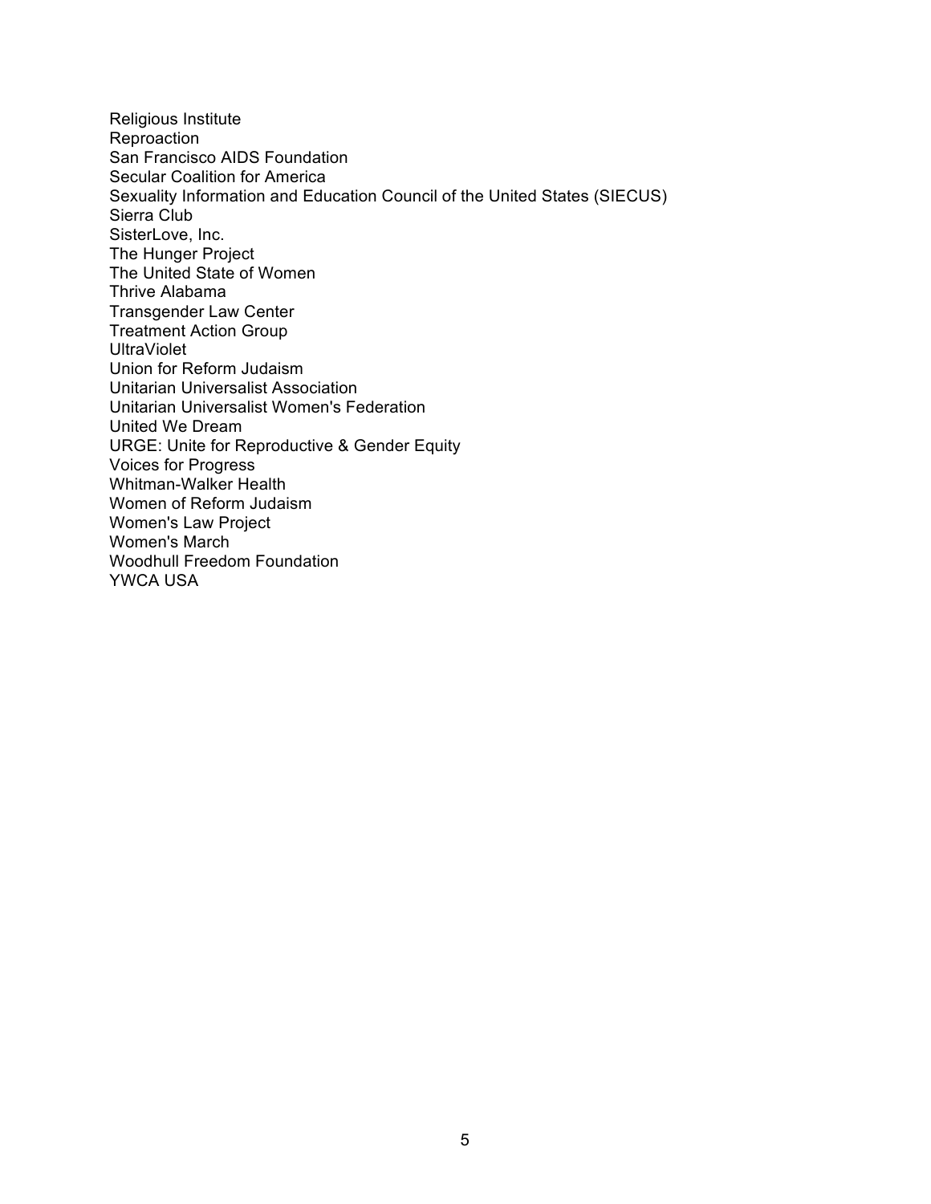Religious Institute
Reproaction
San Francisco AIDS Foundation
Secular Coalition for America
Sexuality Information and Education Council of the United States (SIECUS)
Sierra Club
SisterLove, Inc.
The Hunger Project
The United State of Women
Thrive Alabama
Transgender Law Center
Treatment Action Group
UltraViolet
Union for Reform Judaism
Unitarian Universalist Association
Unitarian Universalist Women's Federation
United We Dream
URGE: Unite for Reproductive & Gender Equity
Voices for Progress
Whitman-Walker Health
Women of Reform Judaism
Women's Law Project
Women's March
Woodhull Freedom Foundation
YWCA USA